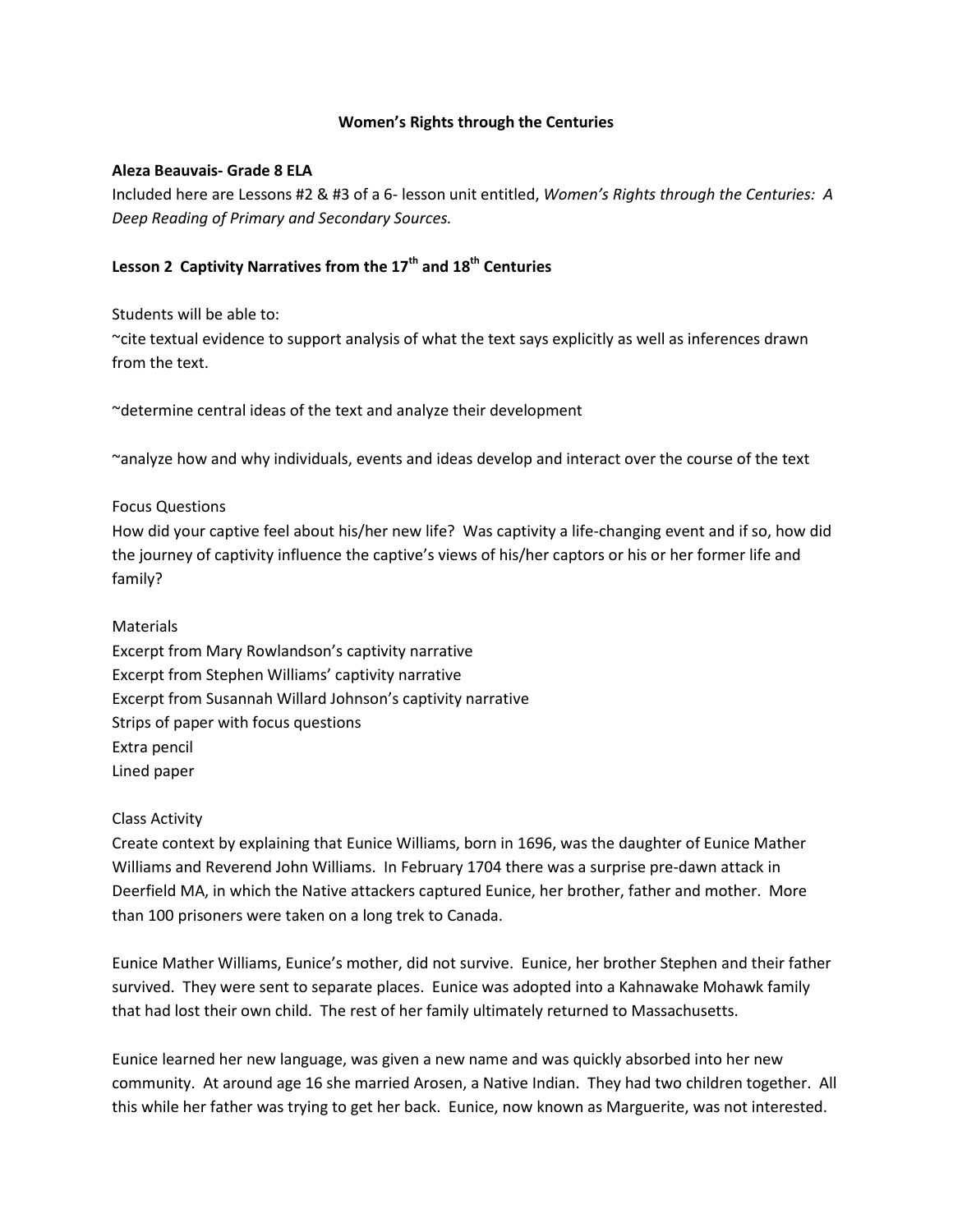**Women's Rights through the Centuries**

**Aleza Beauvais- Grade 8 ELA**

Included here are Lessons #2 & #3 of a 6- lesson unit entitled, *Women's Rights through the Centuries: A Deep Reading of Primary and Secondary Sources.*

## Lesson 2 Captivity Narratives from the 17th and 18th Centuries

Students will be able to:

~cite textual evidence to support analysis of what the text says explicitly as well as inferences drawn from the text.

~determine central ideas of the text and analyze their development

~analyze how and why individuals, events and ideas develop and interact over the course of the text

Focus Questions

How did your captive feel about his/her new life? Was captivity a life-changing event and if so, how did the journey of captivity influence the captive's views of his/her captors or his or her former life and family?

Materials

Excerpt from Mary Rowlandson's captivity narrative
Excerpt from Stephen Williams' captivity narrative
Excerpt from Susannah Willard Johnson's captivity narrative
Strips of paper with focus questions
Extra pencil
Lined paper

Class Activity

Create context by explaining that Eunice Williams, born in 1696, was the daughter of Eunice Mather Williams and Reverend John Williams. In February 1704 there was a surprise pre-dawn attack in Deerfield MA, in which the Native attackers captured Eunice, her brother, father and mother. More than 100 prisoners were taken on a long trek to Canada.

Eunice Mather Williams, Eunice's mother, did not survive. Eunice, her brother Stephen and their father survived. They were sent to separate places. Eunice was adopted into a Kahnawake Mohawk family that had lost their own child. The rest of her family ultimately returned to Massachusetts.

Eunice learned her new language, was given a new name and was quickly absorbed into her new community. At around age 16 she married Arosen, a Native Indian. They had two children together. All this while her father was trying to get her back. Eunice, now known as Marguerite, was not interested.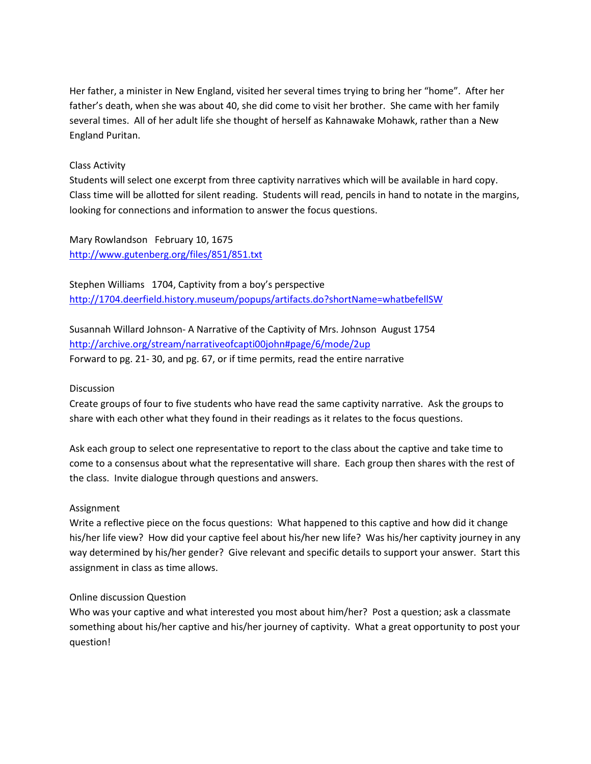Her father, a minister in New England, visited her several times trying to bring her "home". After her father's death, when she was about 40, she did come to visit her brother. She came with her family several times. All of her adult life she thought of herself as Kahnawake Mohawk, rather than a New England Puritan.

## Class Activity

Students will select one excerpt from three captivity narratives which will be available in hard copy. Class time will be allotted for silent reading. Students will read, pencils in hand to notate in the margins, looking for connections and information to answer the focus questions.

Mary Rowlandson February 10, 1675
http://www.gutenberg.org/files/851/851.txt

Stephen Williams 1704, Captivity from a boy's perspective
http://1704.deerfield.history.museum/popups/artifacts.do?shortName=whatbefellSW

Susannah Willard Johnson- A Narrative of the Captivity of Mrs. Johnson August 1754
http://archive.org/stream/narrativeofcapti00john#page/6/mode/2up
Forward to pg. 21- 30, and pg. 67, or if time permits, read the entire narrative

## Discussion

Create groups of four to five students who have read the same captivity narrative. Ask the groups to share with each other what they found in their readings as it relates to the focus questions.

Ask each group to select one representative to report to the class about the captive and take time to come to a consensus about what the representative will share. Each group then shares with the rest of the class. Invite dialogue through questions and answers.

## Assignment

Write a reflective piece on the focus questions: What happened to this captive and how did it change his/her life view? How did your captive feel about his/her new life? Was his/her captivity journey in any way determined by his/her gender? Give relevant and specific details to support your answer. Start this assignment in class as time allows.

## Online discussion Question

Who was your captive and what interested you most about him/her? Post a question; ask a classmate something about his/her captive and his/her journey of captivity. What a great opportunity to post your question!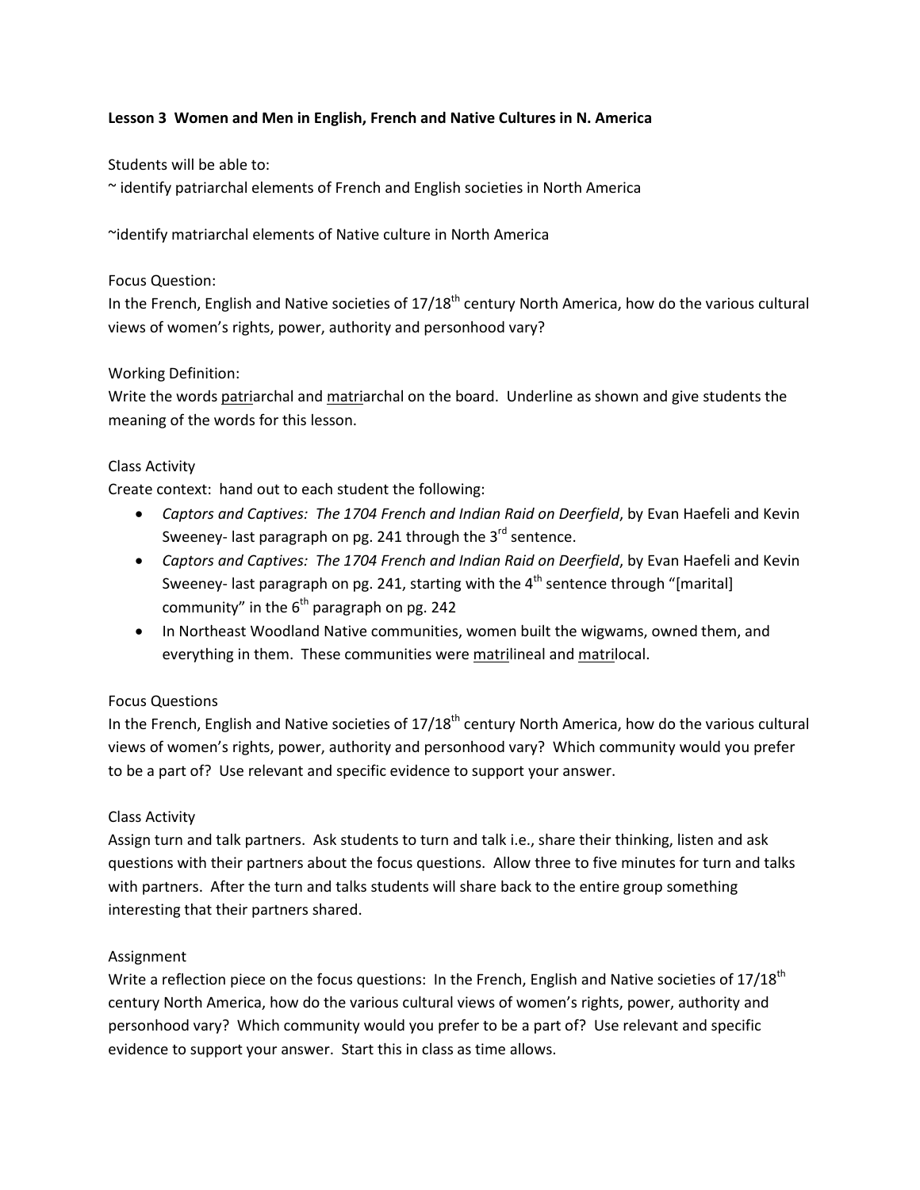**Lesson 3 Women and Men in English, French and Native Cultures in N. America**

Students will be able to:

~ identify patriarchal elements of French and English societies in North America

~identify matriarchal elements of Native culture in North America

Focus Question:

In the French, English and Native societies of 17/18th century North America, how do the various cultural views of women's rights, power, authority and personhood vary?

Working Definition:

Write the words <u>patri</u>archal and <u>matri</u>archal on the board. Underline as shown and give students the meaning of the words for this lesson.

Class Activity

Create context: hand out to each student the following:

- *Captors and Captives: The 1704 French and Indian Raid on Deerfield*, by Evan Haefeli and Kevin Sweeney- last paragraph on pg. 241 through the 3rd sentence.
- *Captors and Captives: The 1704 French and Indian Raid on Deerfield*, by Evan Haefeli and Kevin Sweeney- last paragraph on pg. 241, starting with the 4th sentence through "[marital] community" in the 6th paragraph on pg. 242
- In Northeast Woodland Native communities, women built the wigwams, owned them, and everything in them. These communities were <u>matri</u>lineal and <u>matri</u>local.

Focus Questions

In the French, English and Native societies of 17/18th century North America, how do the various cultural views of women's rights, power, authority and personhood vary? Which community would you prefer to be a part of? Use relevant and specific evidence to support your answer.

Class Activity

Assign turn and talk partners. Ask students to turn and talk i.e., share their thinking, listen and ask questions with their partners about the focus questions. Allow three to five minutes for turn and talks with partners. After the turn and talks students will share back to the entire group something interesting that their partners shared.

Assignment

Write a reflection piece on the focus questions: In the French, English and Native societies of 17/18th century North America, how do the various cultural views of women's rights, power, authority and personhood vary? Which community would you prefer to be a part of? Use relevant and specific evidence to support your answer. Start this in class as time allows.